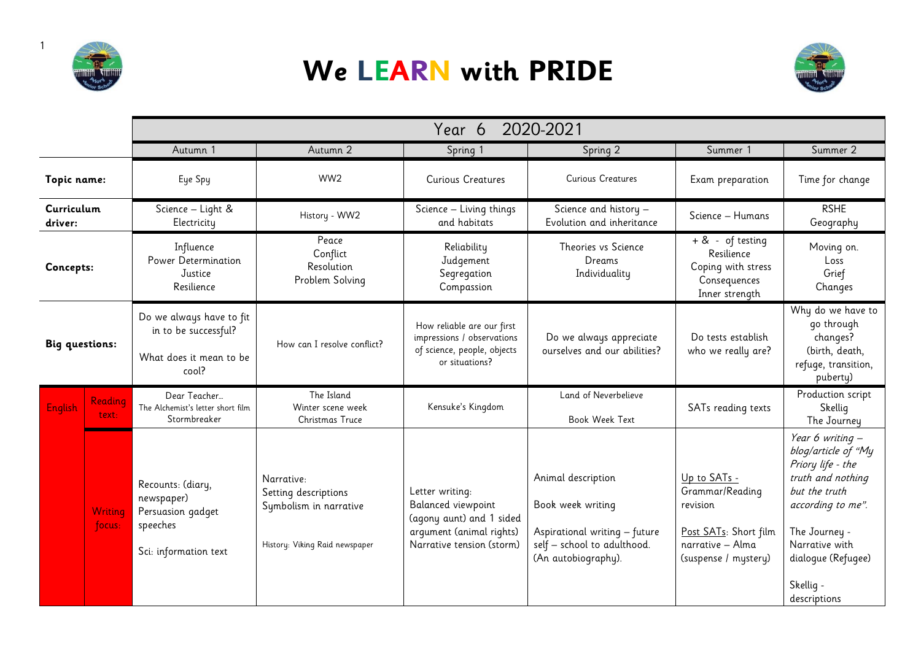# We LEARN with PRIDE

| | | Year 6 2020-2021 | | | | | |
|---|---|---|---|---|---|---|---|
| | | Autumn 1 | Autumn 2 | Spring 1 | Spring 2 | Summer 1 | Summer 2 |
| **Topic name:** | | Eye Spy | WW2 | Curious Creatures | Curious Creatures | Exam preparation | Time for change |
| **Curriculum driver:** | | Science – Light & Electricity | History - WW2 | Science – Living things and habitats | Science and history – Evolution and inheritance | Science – Humans | RSHE Geography |
| **Concepts:** | | Influence Power Determination Justice Resilience | Peace Conflict Resolution Problem Solving | Reliability Judgement Segregation Compassion | Theories vs Science Dreams Individuality | + & - of testing Resilience Coping with stress Consequences Inner strength | Moving on. Loss Grief Changes |
| **Big questions:** | | Do we always have to fit in to be successful? What does it mean to be cool? | How can I resolve conflict? | How reliable are our first impressions / observations of science, people, objects or situations? | Do we always appreciate ourselves and our abilities? | Do tests establish who we really are? | Why do we have to go through changes? (birth, death, refuge, transition, puberty) |
| English | Reading text: | Dear Teacher… The Alchemist's letter short film Stormbreaker | The Island Winter scene week Christmas Truce | Kensuke's Kingdom | Land of Neverbelieve Book Week Text | SATs reading texts | Production script Skellig The Journey |
| | Writing focus: | Recounts: (diary, newspaper) Persuasion gadget speeches Sci: information text | Narrative: Setting descriptions Symbolism in narrative History: Viking Raid newspaper | Letter writing: Balanced viewpoint (agony aunt) and 1 sided argument (animal rights) Narrative tension (storm) | Animal description Book week writing Aspirational writing – future self – school to adulthood. (An autobiography). | Up to SATs - Grammar/Reading revision Post SATs: Short film narrative – Alma (suspense / mystery) | *Year 6 writing – blog/article of "My Priory life - the truth and nothing but the truth according to me".* The Journey - Narrative with dialogue (Refugee) Skellig - descriptions |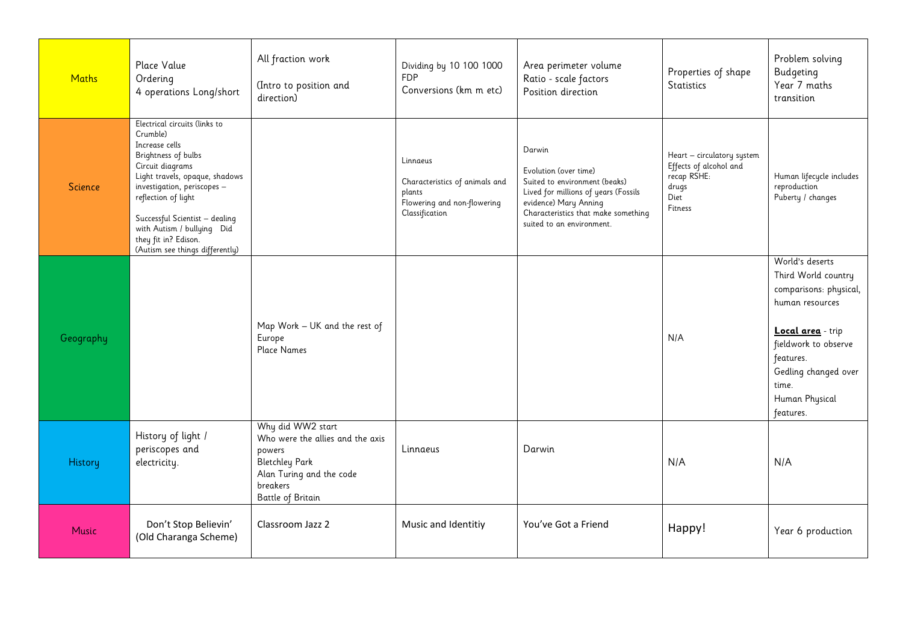| Maths | Place Value<br>Ordering<br>4 operations Long/short | All fraction work<br><br>(Intro to position and direction) | Dividing by 10 100 1000<br>FDP<br>Conversions (km m etc) | Area perimeter volume<br>Ratio - scale factors<br>Position direction | Properties of shape<br>Statistics | Problem solving<br>Budgeting<br>Year 7 maths transition |
|---|---|---|---|---|---|---|
| Science | Electrical circuits (links to Crumble)<br>Increase cells<br>Brightness of bulbs<br>Circuit diagrams<br>Light travels, opaque, shadows investigation, periscopes – reflection of light<br><br>Successful Scientist – dealing with Autism / bullying Did they fit in? Edison.<br>(Autism see things differently) | | Linnaeus<br><br>Characteristics of animals and plants<br>Flowering and non-flowering<br>Classification | Darwin<br><br>Evolution (over time)<br>Suited to environment (beaks)<br>Lived for millions of years (Fossils evidence) Mary Anning<br>Characteristics that make something suited to an environment. | Heart – circulatory system<br>Effects of alcohol and recap RSHE:<br>drugs<br>Diet<br>Fitness | Human lifecycle includes reproduction<br>Puberty / changes |
| Geography | | Map Work – UK and the rest of Europe<br>Place Names | | | N/A | World's deserts<br>Third World country comparisons: physical, human resources<br><br>**Local area** - trip fieldwork to observe features.<br>Gedling changed over time.<br>Human Physical features. |
| History | History of light / periscopes and electricity. | Why did WW2 start<br>Who were the allies and the axis powers<br>Bletchley Park<br>Alan Turing and the code breakers<br>Battle of Britain | Linnaeus | Darwin | N/A | N/A |
| Music | Don't Stop Believin' (Old Charanga Scheme) | Classroom Jazz 2 | Music and Identitiy | You've Got a Friend | Happy! | Year 6 production |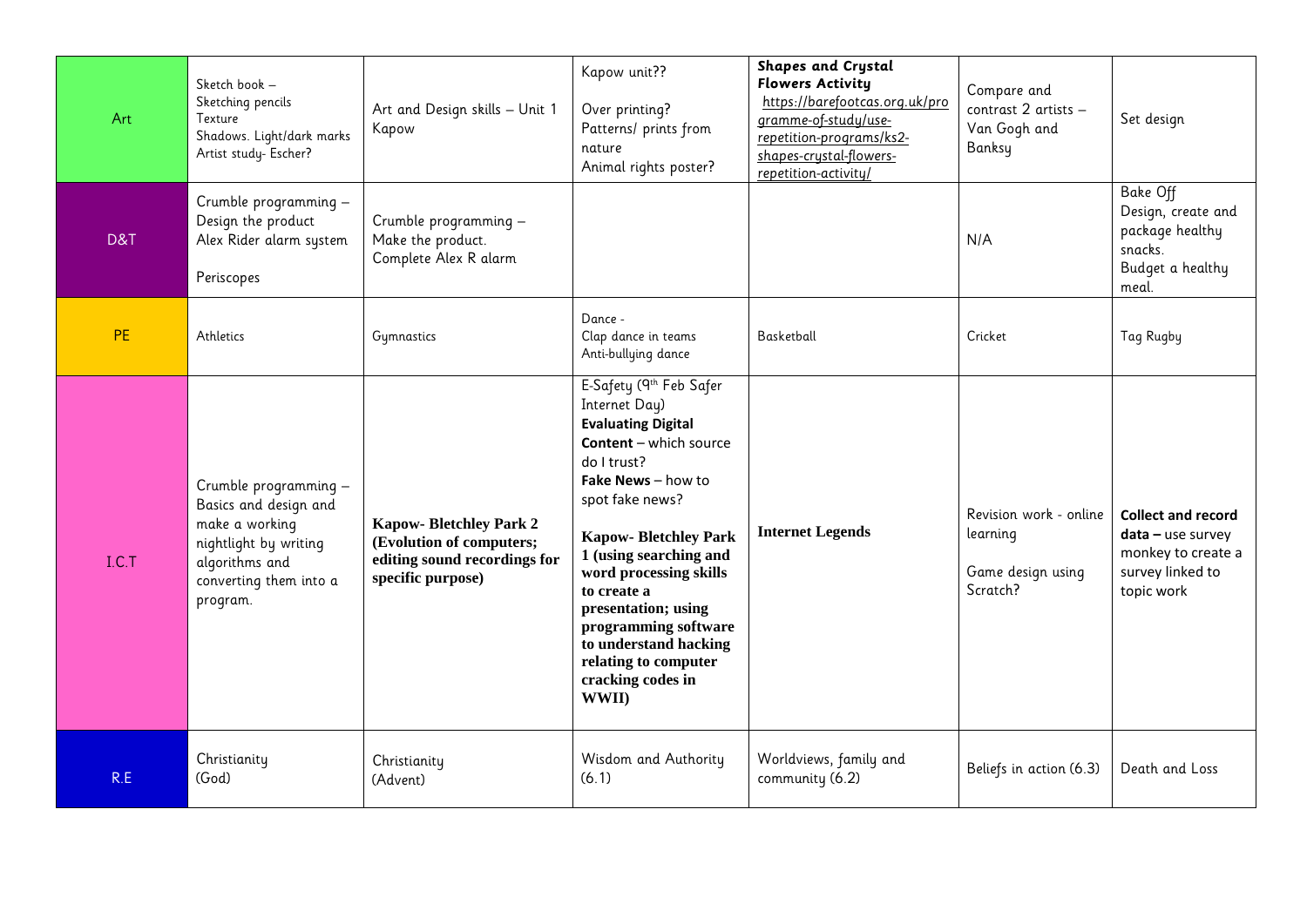| Art | Sketch book – Sketching pencils Texture Shadows. Light/dark marks Artist study- Escher? | Art and Design skills – Unit 1 Kapow | Kapow unit??<br><br>Over printing? Patterns/ prints from nature Animal rights poster? | **Shapes and Crystal Flowers Activity** https://barefootcas.org.uk/programme-of-study/use-repetition-programs/ks2-shapes-crystal-flowers-repetition-activity/ | Compare and contrast 2 artists – Van Gogh and Banksy | Set design |
|---|---|---|---|---|---|---|
| D&T | Crumble programming – Design the product Alex Rider alarm system<br><br>Periscopes | Crumble programming – Make the product. Complete Alex R alarm | | | N/A | Bake Off Design, create and package healthy snacks. Budget a healthy meal. |
| PE | Athletics | Gymnastics | Dance - Clap dance in teams Anti-bullying dance | Basketball | Cricket | Tag Rugby |
| I.C.T | Crumble programming – Basics and design and make a working nightlight by writing algorithms and converting them into a program. | **Kapow- Bletchley Park 2 (Evolution of computers; editing sound recordings for specific purpose)** | E-Safety (9th Feb Safer Internet Day) **Evaluating Digital Content** – which source do I trust? **Fake News** – how to spot fake news?<br><br>**Kapow- Bletchley Park 1 (using searching and word processing skills to create a presentation; using programming software to understand hacking relating to computer cracking codes in WWII)** | **Internet Legends** | Revision work - online learning<br><br>Game design using Scratch? | **Collect and record data –** use survey monkey to create a survey linked to topic work |
| R.E | Christianity (God) | Christianity (Advent) | Wisdom and Authority (6.1) | Worldviews, family and community (6.2) | Beliefs in action (6.3) | Death and Loss |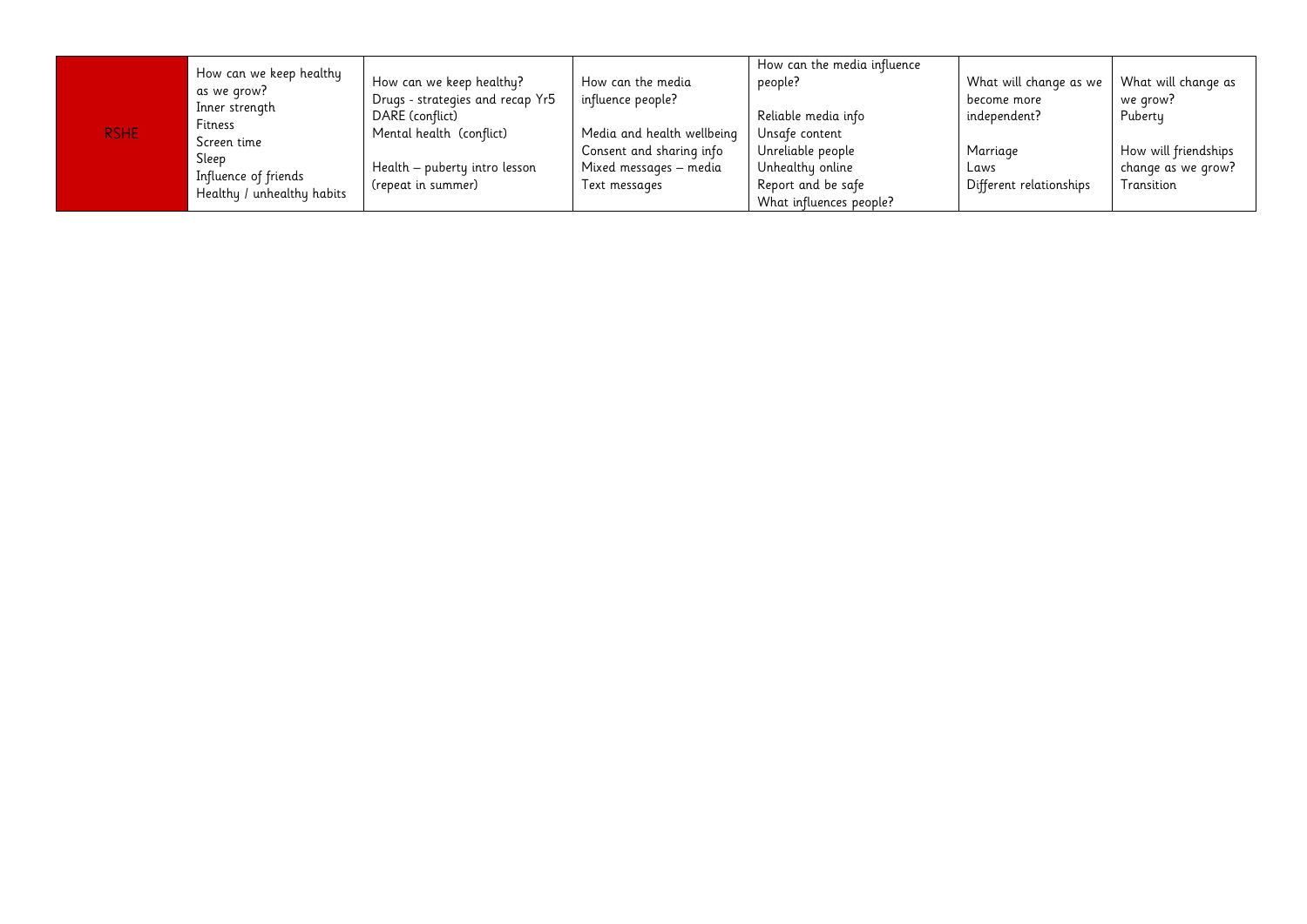| | | | | | | |
|---|---|---|---|---|---|---|
| RSHE | How can we keep healthy as we grow?<br>Inner strength<br>Fitness<br>Screen time<br>Sleep<br>Influence of friends<br>Healthy / unhealthy habits | How can we keep healthy?<br>Drugs - strategies and recap Yr5<br>DARE (conflict)<br>Mental health (conflict)<br><br>Health – puberty intro lesson (repeat in summer) | How can the media influence people?<br><br>Media and health wellbeing<br>Consent and sharing info<br>Mixed messages – media<br>Text messages | How can the media influence people?<br><br>Reliable media info<br>Unsafe content<br>Unreliable people<br>Unhealthy online<br>Report and be safe<br>What influences people? | What will change as we become more independent?<br><br>Marriage<br>Laws<br>Different relationships | What will change as we grow?<br>Puberty<br><br>How will friendships change as we grow?<br>Transition |